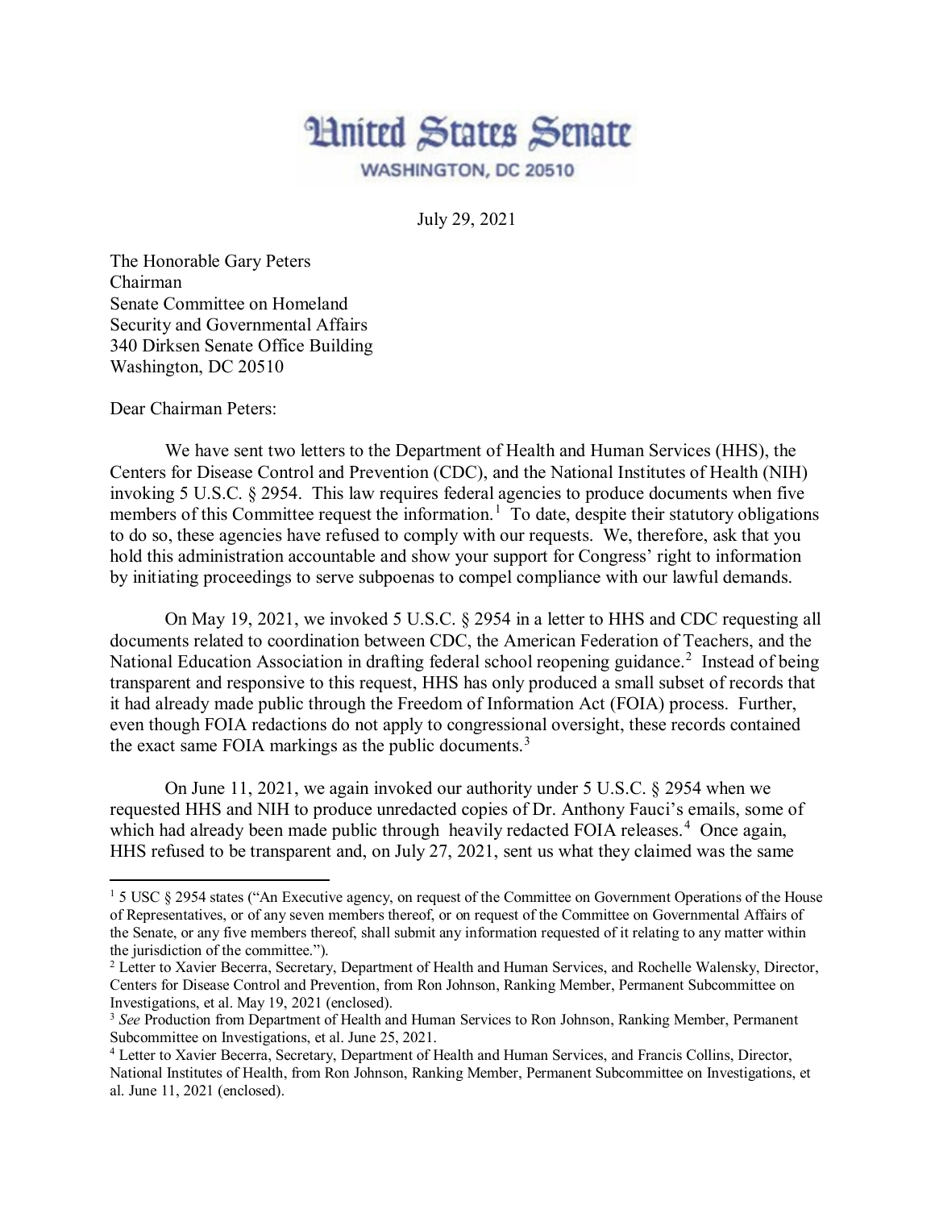# United States Senate

WASHINGTON, DC 20510

July 29, 2021

The Honorable Gary Peters
Chairman
Senate Committee on Homeland
Security and Governmental Affairs
340 Dirksen Senate Office Building
Washington, DC 20510

Dear Chairman Peters:

We have sent two letters to the Department of Health and Human Services (HHS), the Centers for Disease Control and Prevention (CDC), and the National Institutes of Health (NIH) invoking 5 U.S.C. § 2954. This law requires federal agencies to produce documents when five members of this Committee request the information.[1] To date, despite their statutory obligations to do so, these agencies have refused to comply with our requests. We, therefore, ask that you hold this administration accountable and show your support for Congress' right to information by initiating proceedings to serve subpoenas to compel compliance with our lawful demands.

On May 19, 2021, we invoked 5 U.S.C. § 2954 in a letter to HHS and CDC requesting all documents related to coordination between CDC, the American Federation of Teachers, and the National Education Association in drafting federal school reopening guidance.[2] Instead of being transparent and responsive to this request, HHS has only produced a small subset of records that it had already made public through the Freedom of Information Act (FOIA) process. Further, even though FOIA redactions do not apply to congressional oversight, these records contained the exact same FOIA markings as the public documents.[3]

On June 11, 2021, we again invoked our authority under 5 U.S.C. § 2954 when we requested HHS and NIH to produce unredacted copies of Dr. Anthony Fauci's emails, some of which had already been made public through heavily redacted FOIA releases.[4] Once again, HHS refused to be transparent and, on July 27, 2021, sent us what they claimed was the same

---

[1] 5 USC § 2954 states ("An Executive agency, on request of the Committee on Government Operations of the House of Representatives, or of any seven members thereof, or on request of the Committee on Governmental Affairs of the Senate, or any five members thereof, shall submit any information requested of it relating to any matter within the jurisdiction of the committee.").

[2] Letter to Xavier Becerra, Secretary, Department of Health and Human Services, and Rochelle Walensky, Director, Centers for Disease Control and Prevention, from Ron Johnson, Ranking Member, Permanent Subcommittee on Investigations, et al. May 19, 2021 (enclosed).

[3] *See* Production from Department of Health and Human Services to Ron Johnson, Ranking Member, Permanent Subcommittee on Investigations, et al. June 25, 2021.

[4] Letter to Xavier Becerra, Secretary, Department of Health and Human Services, and Francis Collins, Director, National Institutes of Health, from Ron Johnson, Ranking Member, Permanent Subcommittee on Investigations, et al. June 11, 2021 (enclosed).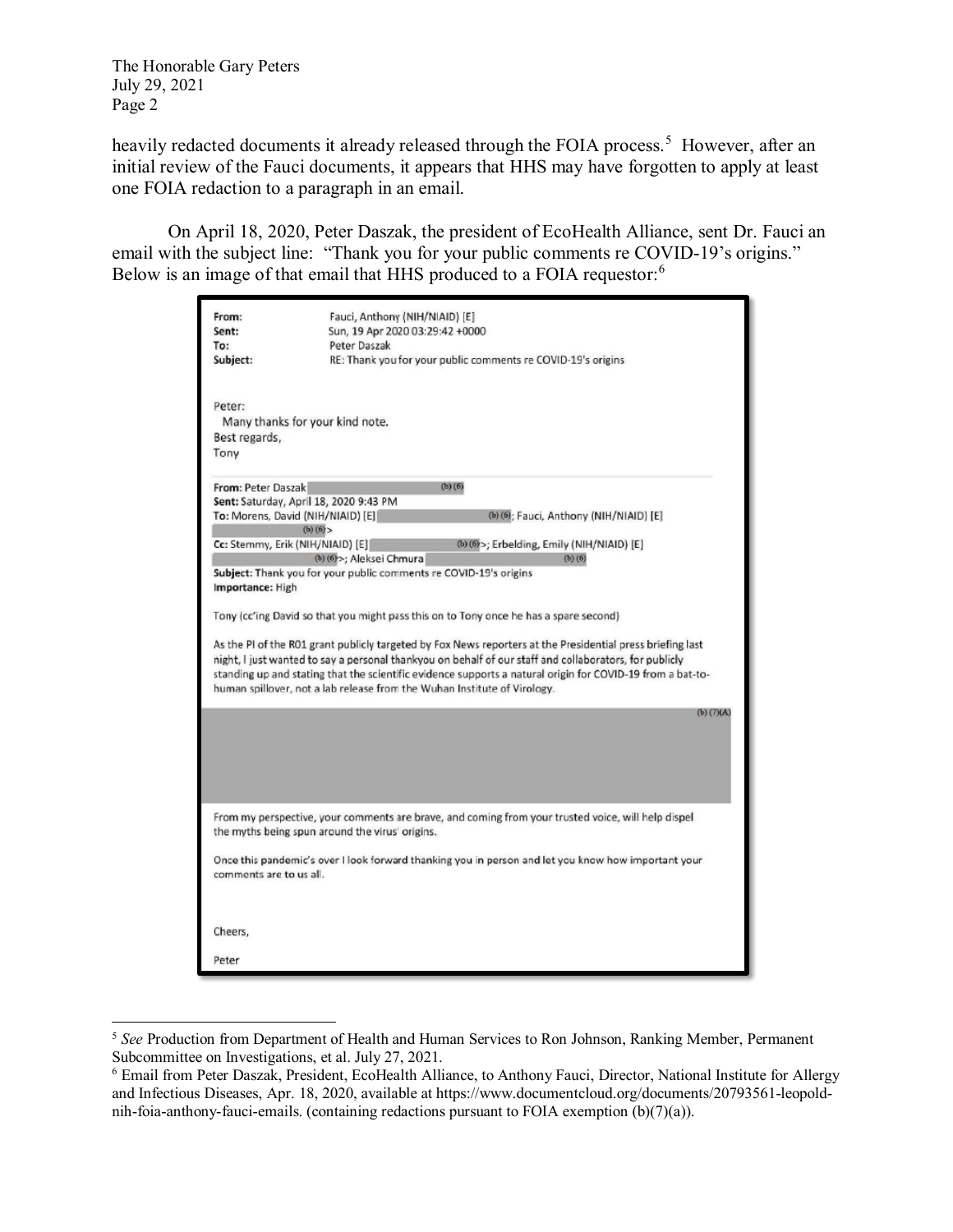heavily redacted documents it already released through the FOIA process.[5] However, after an initial review of the Fauci documents, it appears that HHS may have forgotten to apply at least one FOIA redaction to a paragraph in an email.

On April 18, 2020, Peter Daszak, the president of EcoHealth Alliance, sent Dr. Fauci an email with the subject line: "Thank you for your public comments re COVID-19's origins." Below is an image of that email that HHS produced to a FOIA requestor:[6]

> **From:** Fauci, Anthony (NIH/NIAID) [E]
> **Sent:** Sun, 19 Apr 2020 03:29:42 +0000
> **To:** Peter Daszak
> **Subject:** RE: Thank you for your public comments re COVID-19's origins
>
> Peter:
> Many thanks for your kind note.
> Best regards,
> Tony
>
> **From:** Peter Daszak (b) (6)
> **Sent:** Saturday, April 18, 2020 9:43 PM
> **To:** Morens, David (NIH/NIAID) [E] (b) (6); Fauci, Anthony (NIH/NIAID) [E] (b) (6) >
> **Cc:** Stemmy, Erik (NIH/NIAID) [E] (b) (6)>; Erbelding, Emily (NIH/NIAID) [E] (b) (6)>; Aleksei Chmura (b) (6)
> **Subject:** Thank you for your public comments re COVID-19's origins
> **Importance:** High
>
> Tony (cc'ing David so that you might pass this on to Tony once he has a spare second)
>
> As the PI of the R01 grant publicly targeted by Fox News reporters at the Presidential press briefing last night, I just wanted to say a personal thankyou on behalf of our staff and collaborators, for publicly standing up and stating that the scientific evidence supports a natural origin for COVID-19 from a bat-to-human spillover, not a lab release from the Wuhan Institute of Virology.
>
> (b) (7)(A)
>
> From my perspective, your comments are brave, and coming from your trusted voice, will help dispel the myths being spun around the virus' origins.
>
> Once this pandemic's over I look forward thanking you in person and let you know how important your comments are to us all.
>
> Cheers,
>
> Peter

---

[5] *See* Production from Department of Health and Human Services to Ron Johnson, Ranking Member, Permanent Subcommittee on Investigations, et al. July 27, 2021.

[6] Email from Peter Daszak, President, EcoHealth Alliance, to Anthony Fauci, Director, National Institute for Allergy and Infectious Diseases, Apr. 18, 2020, available at https://www.documentcloud.org/documents/20793561-leopold-nih-foia-anthony-fauci-emails. (containing redactions pursuant to FOIA exemption (b)(7)(a)).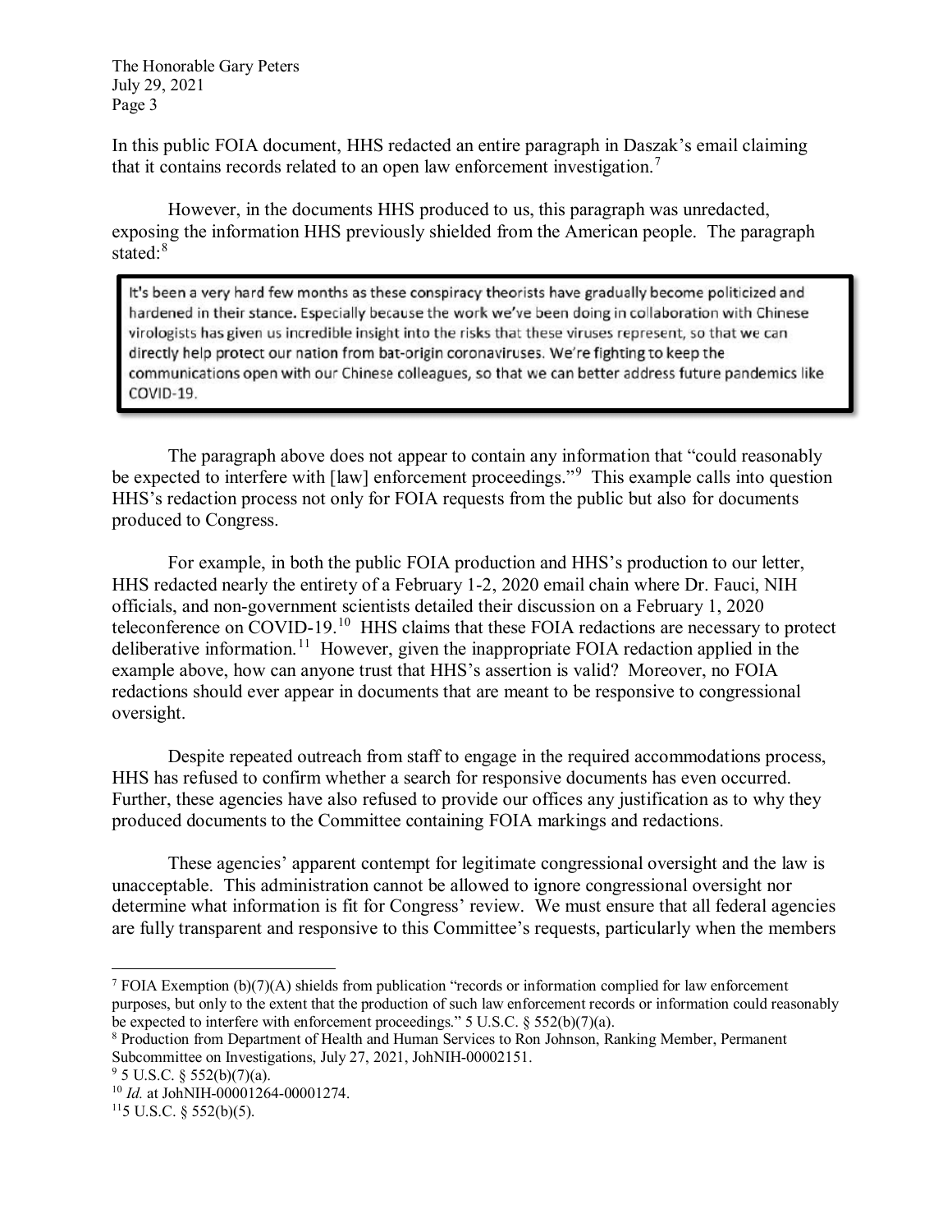In this public FOIA document, HHS redacted an entire paragraph in Daszak's email claiming that it contains records related to an open law enforcement investigation.[7]

However, in the documents HHS produced to us, this paragraph was unredacted, exposing the information HHS previously shielded from the American people. The paragraph stated:[8]

> It's been a very hard few months as these conspiracy theorists have gradually become politicized and hardened in their stance. Especially because the work we've been doing in collaboration with Chinese virologists has given us incredible insight into the risks that these viruses represent, so that we can directly help protect our nation from bat-origin coronaviruses. We're fighting to keep the communications open with our Chinese colleagues, so that we can better address future pandemics like COVID-19.

The paragraph above does not appear to contain any information that "could reasonably be expected to interfere with [law] enforcement proceedings."[9] This example calls into question HHS's redaction process not only for FOIA requests from the public but also for documents produced to Congress.

For example, in both the public FOIA production and HHS's production to our letter, HHS redacted nearly the entirety of a February 1-2, 2020 email chain where Dr. Fauci, NIH officials, and non-government scientists detailed their discussion on a February 1, 2020 teleconference on COVID-19.[10] HHS claims that these FOIA redactions are necessary to protect deliberative information.[11] However, given the inappropriate FOIA redaction applied in the example above, how can anyone trust that HHS's assertion is valid? Moreover, no FOIA redactions should ever appear in documents that are meant to be responsive to congressional oversight.

Despite repeated outreach from staff to engage in the required accommodations process, HHS has refused to confirm whether a search for responsive documents has even occurred. Further, these agencies have also refused to provide our offices any justification as to why they produced documents to the Committee containing FOIA markings and redactions.

These agencies' apparent contempt for legitimate congressional oversight and the law is unacceptable. This administration cannot be allowed to ignore congressional oversight nor determine what information is fit for Congress' review. We must ensure that all federal agencies are fully transparent and responsive to this Committee's requests, particularly when the members

---

[7] FOIA Exemption (b)(7)(A) shields from publication "records or information complied for law enforcement purposes, but only to the extent that the production of such law enforcement records or information could reasonably be expected to interfere with enforcement proceedings." 5 U.S.C. § 552(b)(7)(a).

[8] Production from Department of Health and Human Services to Ron Johnson, Ranking Member, Permanent Subcommittee on Investigations, July 27, 2021, JohNIH-00002151.

[9] 5 U.S.C. § 552(b)(7)(a).

[10] *Id.* at JohNIH-00001264-00001274.

[11] 5 U.S.C. § 552(b)(5).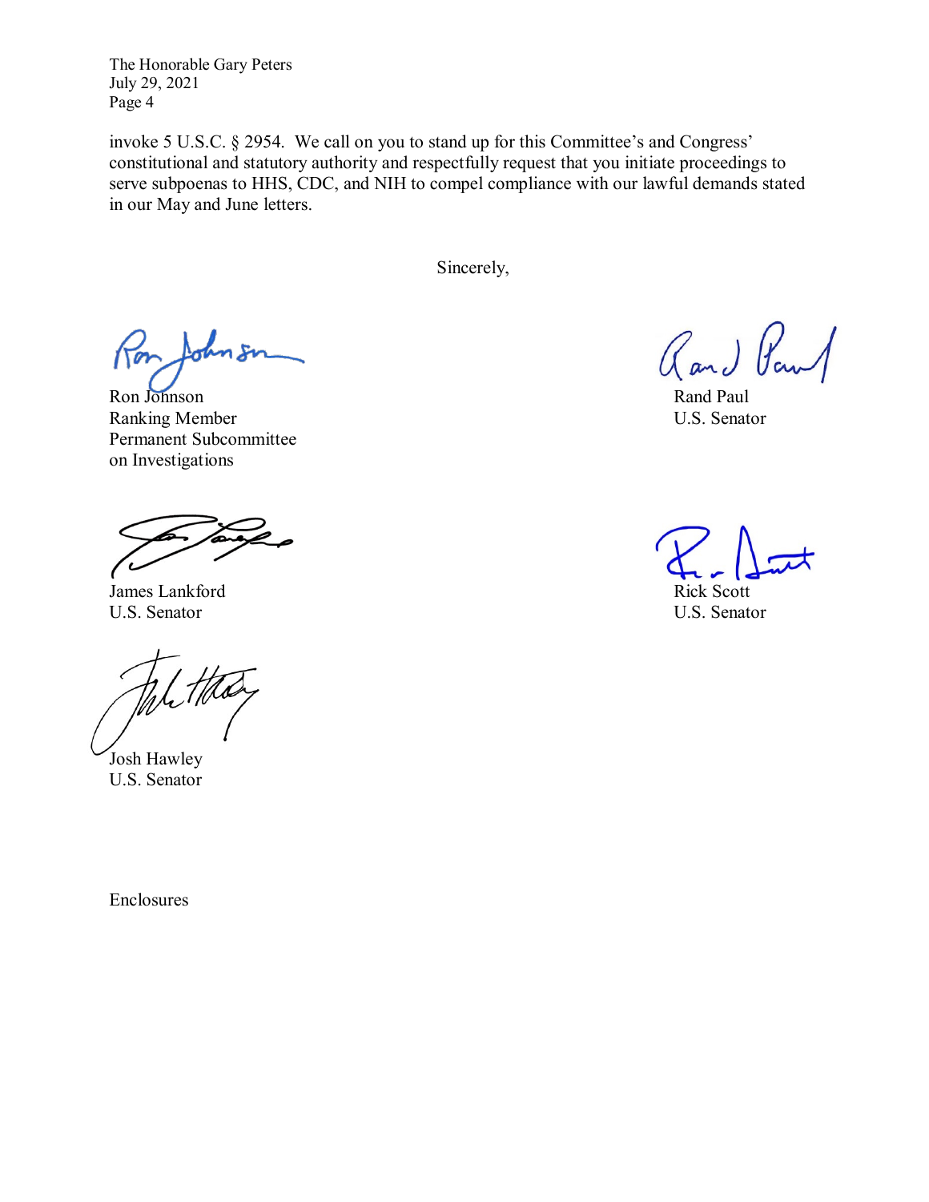invoke 5 U.S.C. § 2954. We call on you to stand up for this Committee's and Congress' constitutional and statutory authority and respectfully request that you initiate proceedings to serve subpoenas to HHS, CDC, and NIH to compel compliance with our lawful demands stated in our May and June letters.

Sincerely,

Ron Johnson
Ranking Member
Permanent Subcommittee
on Investigations

Rand Paul
U.S. Senator

James Lankford
U.S. Senator

Rick Scott
U.S. Senator

Josh Hawley
U.S. Senator

Enclosures